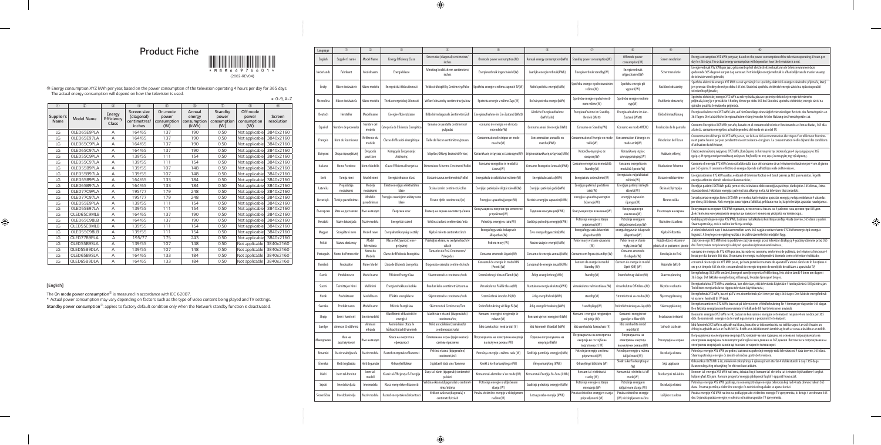# Product Fiche

*MBM66976601*
(2002-REV04)

⑩ Energy consumption XYZ kWh per year, based on the power consumption of the television operating 4 hours per day for 365 days. The actual energy consumption will depend on how the television is used.

*: 0-9, A-Z

| ① | ② | ③ | ④ | ⑤ | ⑥ | ⑦ | ⑧ | ⑨ |
|---|---|---|---|---|---|---|---|---|
| Supplier's Name | Model Name | Energy Efficiency Class | Screen size (diagonal) centimetres/ inches | On-mode power consumption (W) | Annual energy consumption (kWh) | Standby power consumption (W) | Off mode power consumption (W) | Screen resolution |
| LG | OLED65E9PLA | A | 164/65 | 137 | 190 | 0.50 | Not applicable | 3840x2160 |
| LG | OLED65E97LA | A | 164/65 | 137 | 190 | 0.50 | Not applicable | 3840x2160 |
| LG | OLED65C9PLA | A | 164/65 | 137 | 190 | 0.50 | Not applicable | 3840x2160 |
| LG | OLED65C97LA | A | 164/65 | 137 | 190 | 0.50 | Not applicable | 3840x2160 |
| LG | OLED55C9PLA | A | 139/55 | 111 | 154 | 0.50 | Not applicable | 3840x2160 |
| LG | OLED55C97LA | A | 139/55 | 111 | 154 | 0.50 | Not applicable | 3840x2160 |
| LG | OLED55B9PLA | A | 139/55 | 107 | 148 | 0.50 | Not applicable | 3840x2160 |
| LG | OLED55B97LA | A | 139/55 | 107 | 148 | 0.50 | Not applicable | 3840x2160 |
| LG | OLED65B9PLA | A | 164/65 | 133 | 184 | 0.50 | Not applicable | 3840x2160 |
| LG | OLED65B97LA | A | 164/65 | 133 | 184 | 0.50 | Not applicable | 3840x2160 |
| LG | OLED77C9PLA | A | 195/77 | 179 | 248 | 0.50 | Not applicable | 3840x2160 |
| LG | OLED77C97LA | A | 195/77 | 179 | 248 | 0.50 | Not applicable | 3840x2160 |
| LG | OLED55E9PLA | A | 139/55 | 111 | 154 | 0.50 | Not applicable | 3840x2160 |
| LG | OLED55E97LA | A | 139/55 | 111 | 154 | 0.50 | Not applicable | 3840x2160 |
| LG | OLED65C9MLB | A | 164/65 | 137 | 190 | 0.50 | Not applicable | 3840x2160 |
| LG | OLED65C9SLB | A | 164/65 | 137 | 190 | 0.50 | Not applicable | 3840x2160 |
| LG | OLED55C9MLB | A | 139/55 | 111 | 154 | 0.50 | Not applicable | 3840x2160 |
| LG | OLED55C9SLB | A | 139/55 | 111 | 154 | 0.50 | Not applicable | 3840x2160 |
| LG | OLED77B9PLA | A | 195/77 | 175 | 243 | 0.50 | Not applicable | 3840x2160 |
| LG | OLED55B9SLA | A | 139/55 | 107 | 148 | 0.50 | Not applicable | 3840x2160 |
| LG | OLED55B9DLA | A | 139/55 | 107 | 148 | 0.50 | Not applicable | 3840x2160 |
| LG | OLED65B9SLA | A | 164/65 | 133 | 184 | 0.50 | Not applicable | 3840x2160 |
| LG | OLED65B9DLA | A | 164/65 | 133 | 184 | 0.50 | Not applicable | 3840x2160 |

[English]

The **On mode power consumption**⑤ is measured in accordance with IEC 62087.

* Actual power consumption may vary depending on factors such as the type of video content being played and TV settings.

**Standby power consumption**⑦: applies to factory default condition only when the Network standby function is deactivated.

| Language | ① | ② | ③ | ④ | ⑤ | ⑥ | ⑦ | ⑧ | ⑨ | ⑩ |
|---|---|---|---|---|---|---|---|---|---|---|
| English | Supplier's name | Model Name | Energy Efficiency Class | Screen size (diagonal) centimetres/ inches | On mode power consumption(W) | Annual energy consumption(kWh) | Standby power consumption(W) | Off mode power consumption(W) | Screen resolution | Energy consumption XYZ kWh per year, based on the power consumption of the television operating 4 hours per day for 365 days. The actual energy consumption will depend on how the television is used. |
| Nederlands | Fabrikant | Modelnaam | Energieklasse | Afmeting beeldscherm centimeters/ inches | Energieverbruik ingeschakeld(W) | Jaarlijks energieverbruik(kWh) | Energieverbruik standby(W) | Energieverbruik uitgeschakeld(W) | Schermresolutie | Energieverbruik XYZ kWh per jaar, gebaseerd op het elektriciteitsverbruik van de televisie wanneer deze gedurende 365 dagen 4 uur per dag aanstaat. Het feitelijke energieverbruik is afhankelijk van de manier waarop de televisie wordt gebruikt. |
| Česky | Název dodavatele | Název modelu | Energetická třída účinnosti | Velikost úhlopříčky Centimetry/Palce | Spotřeba energie v režimu zapnuto TV(W) | Roční spotřeba energie(kWh) | Spotřeba energie v pohotovostním režimu(W) | Spotřeba energie při vypnutí(W) | Rozlišení obrazovky | Spotřeba elektrické energie XYZ kWh za rok vycházející ze spotřeby elektrické energie televizního přijímače, který je v provozu 4 hodiny denně po dobu 365 dní. Skutečná spotřeba elektrické energie závisí na způsobu použití televizního přijímače. |
| Slovenčina | Názov dodávateľa | Názov modelu | Trieda energetickej účinnosti | Veľkosť obrazovky centimetre/palce | Spotreba energie v režime Zap.(W) | Ročná spotreba energie(kWh) | Spotreba energie v pohotovostnom režime(W) | Spotreba energie v režime vyp(W) | Rozlíšenie obrazovky | Spotreba elektrickej energie XYZ kWh za rok vychádzajúca zo spotreby elektrickej energie televízneho prijímača, ktorý je v prevádzke 4 hodiny denne po dobu 365 dní. Skutočná spotreba elektrickej energie závisí na spôsobe použitia televízneho prijímača. |
| Deutsch | Hersteller | Modellname | Energieeffizienzklasse | Bildschirmdiagonale Zentimeter/Zoll | Energieaufnahme im Ein-Zustand (Watt) | Jährliche Energieaufnahme (kWh/Jahr) | Energieaufnahme im Standby-Betrieb (Watt) | Energieaufnahme im Aus-Zustand (Watt) | Bildschirmauflösung | Energieverbrauch von XYZ kWh/Jahr, auf der Grundlage eines täglich vierstündigen Betriebs des Fernsehgeräts an 365 Tagen. Der tatsächliche Energieverbrauch hängt von der Art der Nutzung des Fernsehgerätes ab. |
| Español | Nombre de proveedor | Nombre del modelo | Categoría de Eficiencia Energética | tamaño de pantalla centímetros/ pulgadas | consumo de energía en el modo encendido(W) | Consumo anual de energía(kWh) | Consumo en Standby(W) | Consumo en modo Off(W) | Resolución de la pantalla | Consumo Energético XYZ kWh por año, basado en el consumo del televisor funcionando 4 horas diarias, 365 días al año. El consumo energético actual dependerá del modo de uso del TV. |
| Français | Nom du fournisseur | Référence du modèle | Classe d'efficacité énergétique | Taille de l'écran centimètres/pouces | Consommation électrique en mode marche(W) | Consommation annuelle en marche(kWh) | Consommation d'énergie en mode veille(W) | Consommation d'énergie en mode arrêt(W) | Résolution de l'écran | Consommation d'énergie de XYZ kWh par an, sur la base de la consommation électrique d'un téléviseur fonctionnant quatre heures par jour pendant trois cent soixante-cinq jours. La consommation réelle dépend des conditions d'utilisation du téléviseur. |
| Ελληνικά | Όνομα προμηθευτή | Ονομασία μοντέλου | Κατηγορία Ενεργειακής Απόδοσης | Μέγεθος Οθόνης Εκατοστά/Ίντσες | Κατανάλωση ενέργειας σε λειτουργία(W) | Ετήσια κατανάλωση ενέργειας(kWh) | Κατανάλωση ισχύος σε αναμονή(W) | Κατανάλωση ισχύος απενεργοποίησης(W) | Ανάλυση οθόνης | Ετήσια κατανάλωση ενέργειας XYZ kWh, βασιζόμενη σε κατανάλωση ισχύος της συσκευής για 4 ώρες/ημέρα για 365 ημέρες. Η πραγματική κατανάλωση ενέργειας θα εξαρτάται από τον τρόπο που χρησιμοποιείται η τηλεόραση. |
| Italiano | Nome Fornitore | Nome Modello | Classe Efficienza Energetica | Dimensione Schermo Centimetri/Pollici | Consumo energetico in modalità Acceso(W) | Consumo Energetico Annuale(kWh) | Consumo energetico in modalità Standby(W) | Consumo energetico in modalità Spento(W) | Risoluzione Schermo | Consumo di energia XYZ kWh/anno calcolato sulla base del consumo di un televisore in funzione per 4 ore al giorno per 365 giorni. Il consumo effettivo di energia dipende dall'utilizzo reale del televisore. |
| Eesti | Tarnija nimi | Mudeli nimi | Energiatõhususe klass | Ekraani suurus sentimeetrid/tollid | Energiakulu sisselülitatud režiimis(W) | Energiakulu aastas(kWh) | Energiakulu ooterežiimis(W) | Energiakulu väljalülitatud režiimis(W) | Ekraani eraldusvõime | Energiatarbimine XYZ kWh aastas, eeldusel et televiisor töötab neli tundi päevas ja 365 päeva aastas. Tegelik energiatarbimine oleneb televiisori kasutusviisist. |
| Latviešu | Piegādātāja nosaukums | Modeļa nosaukums | Elektroenerģijas efektivitātes klase | Ekrāna izmērs centimetri/collas | Enerģijas patēriņš ieslēgtā stāvoklī(W) | Enerģijas patēriņš gadā(kWh) | Enerģijas patēriņš gaidstāves laikā(W) | Enerģijas patēriņš izslēgtā stāvoklī(W) | Ekrāna izšķirtspēja | Enerģijas patēriņš XYZ kWh gadā, pamatā tam ir televizora elektroenerģijas patēriņš, darbojoties 365 dienas, četras stundas dienā. Faktiskais enerģijas patēriņš būs atkarīgs no tā, kā televizors tiks izmantots. |
| Lietuvių k. | Tiekėjo pavadinimas | Modelio pavadinimas | Energijos naudojimo efektyvumo klasė | Ekrano dydis centimetrais/(in) | Energijos sąnaudos įjungus(W) | Metinės energijos sąnaudos(kWh) | energijos sąnaudos parengties būsenoje(W) | energijos sąnaudos išjungus(W) | Ekrano raiška | Suvartojamos energijos kiekis XYZ kWh per metus, pagrįstas televizoriaus energijos vartoja nedarbamas 4 valandas per dieną 365 dienas. Kiek energijos suvartojama faktiškai, priklauso nuo to, kaip televizorius naudojamas. |
| Български | Име на доставчик | Име на модел | Енергиен клас | Размер на екрана сантиметри/инча | Консумация на енергия при включено устройство(W) | Годишна консумация(kWh) | Консумация при изчакване(W) | Консумация при изключено(W) | Резолюция на екрана | Консумация на енергия XYZ kWh годишно, изчислена на базата на 4 работни часа дневно при 365 дни. Действителната консумация на енергия ще зависи от начина на употреба на телевизора. |
| Hrvatski | Naziv dobavljača | Naziv modela | Energetski razred | Veličina zaslona centimetara/inča | Potrošnja energije u radu(W) | Godišnja potrošnja energije(kWh) | Potrošnja energije u stanju pripravnosti(W) | Potrošnja energije u isključenom stanju(W) | Razlučivost zaslona | Godišnja potrošnja energije XYZ kWh, bazirana na kalkulaciji korištenja uređaja 4 sata dnevno, 365 dana u godini. Stvarna potrošnja, ovisi o načinu korištenja uređaja. |
| Magyar | Szolgáltató neve | Modell neve | Energiahatékonysági osztály | Képátló mérete centiméter/inch | Energiafogyasztás bekapcsolt állapotban(W) | Éves energiafogyasztás(kWh) | Energiafogyasztás készenléti állapotban(W) | energiafogyasztás kikapcsolt állapotban(W) | Képfelbontás | A televíziókészülék napi 4 órás üzeme mellett az év 365 napjára vetítve évente XYZ kWh energiaigényt feltételez. Ez éves átlagos energiafogyasztás a készülék üzemeltetési módjától függ. |
| Polski | Nazwa dostawcy | Model telewizora | Klasa efektywności energetycznej | Przekątna ekranu w centymetrach/w calach | Pobór mocy(W) | Roczne zużycie energii(kWh) | Pobór mocy w stanie czuwania(W) | Pobór mocy w stanie wyłączenia(W) | Rozdzielczość ekranu w pikselach w poziomie i pionie | Zużycie energii XYZ kWh rocznie podstawie zużycia energii przez telewizor pracujący 4 godziny dziennie przez 365 dni. Rzeczywiste zużycie energii zależy od sposobu użytkowania telewizora. |
| Português | Nome do Fornecedor | Nome do Modelo | Classe de Eficiência Energética | Tamanho do Ecrã Centímetros/ Polegadas | Consumo em modo Ligado(W) | Consumo de energia anual(kWh) | Consumo em Espera (standby)(W) | Consumo em modo Desligado(W) | Resolução do Ecrã | consumo de energia de XYZ kWh por ano, baseado no consumo, em termos de potência, do televisor a funcionar 4 horas por dia durante 365 dias. O consumo de energia real dependerá do modo como o televisor é utilizado. |
| Română | Producător | Nume Model | Clasa de Eficiență Energetică | Diagonala ecranului centimetri/inchi | Consumul de energie în modul ON (Pornit)(W) | Consumul de energie anual (kWh) | Consum de energie în modul Standby(W) | Consum de energie în modul Oprit (Off)(W) | Rezoluție (WxH) | consumul de energie de XYZ kWh pe an, pe baza puterii consumate de aparatul TV atunci când este în funcțiune 4 ore pe zi timp de 365 de zile; consumul real de energie depinde de condițiile de utilizare a aparatului TV; |
| Dansk | Produkt navn | Model navne | Effcient Energy Class | Skærmstørrelse centimeter/tommer | Strømforbrug i tilstand Tændt(W) | Årligt energiforbrug(kWh) | Standby(W) | Strømforbrug slukket(W) | Skærmopløsning | Energiforbrug: XYZ kWh om året, beregnet som fjernsynets effektforbrug, hvis det er tændt 4 timer om dagen i 365 dage. Det faktiske energiforbrug vil bero på, hvordan fjernsynet bruges. |
| Suomi | Toimittajan Nimi | Mallinimi | Energiatehokkuus luokka | Ruudun koko senttimetriä/tuumaa | Virrankulutus Päällä tilassa(W) | Vuotuinen energiankulutus(kWh) | virrankulutus valmiustilassa(W) | virrankulutus Off-tilassa(W) | Näytön resoluutio | Energiankulutus XYZ kWh a vuodessa, kun oletetaan, että televisiota käytetään 4 tuntia päivässä 365 päivän ajan. Todellinen energiankulutus riippuu television käyttötavasta.; |
| Norsk | Produktnavn | Modellnavn | Effektiv energiklasse | Skjermstørrelse centimeter/tommer | Strømforbruk i modus PÅ(W) | Årlig energiforbruk(kWh) | standby(W) | Strømforbruk av-modus(W) | Skjermoppløsning | Energiforbruk XYZ kWh, basert på TV-ens strømforbruk på 4 timer per dag i 365 dager. Det faktiske energiforbruket vil variere i henhold til TV-bruk. |
| Svenska | Produktnamn | Modellnamn | Effektiv Energiklass | Skärmstorlek Centimeter/Tum | Strömförbrukning vid läge På(W) | Årlig energiförbrukning(kWh) | Standbyläge(W) | Strömförbrukning av-läge(W) | Skärmupplösning | Energikonsumtion XYZ kWh, baserad på tv-apparatens effektförbrukning för 4 timmar per dag under 365 dagar. Den faktiska energikonsumtionen varierar i förhållande till hur televisionen används. |
| Shqip | Emri i furnitorit | Emri i modelit | Klasifikimi i efikasitetit të energjisë | Madhësia e ekranit (diagonalisht) centimetra/inç | Konsumi i energjisë në gjendje të ndezur (W) | Konsumi vjetor i energjisë (kWh) | Konsumi i energjisë në gjendje në pritje (W) | Konsumi i energjisë në gjendjen e fikur (W) | Rezolucioni i ekranit | Konsumi i energjisë XYZ kWh në vit, bazuar në konsumin e energjisë së televizorit në punë 4 orë në ditë për 365 ditë. Konsumi real i energjisë do të varet nga mënyra e përdorimit të televizorit. |
| Gaeilge | Ainm an tSoláthraí | Ainm an mhúnla | Aicmeáchán céfiúsa le hÉifeachtúlacht Fuinnimh | Méid an scáileáin (trasnánach) ceintiméadair/orlaí | Ídiú cumhachta i mód ar siúl (V) | Ídiú Fuinnimh Bliantúil (kWh) | Ídiú cumhachta fuireachais (V) | Ídiú cumhachta i mód múchta (V) | Taifeach scáileáin | Ídiú fuinnimh XYZ kWh in aghaidh na bliana, bunaithe ar ídiú cumhachta na teilifíse agus í ar siúl 4 huaire an chloig in aghaidh an lae ar feadh 365 lá. Beidh an t-ídiú fuinnimh iarbhír ag brath ar conas a úsáidtear an teilifís. |
| Македонски | Име на добавувачот | Име на моделот | Класа на енергетска ефикасност | Големина на екран (дијагонално) сантиметри/инчи | Потрошувачка на електрична енергија во вклучен режим (W) | Годишна потрошувачка на енергија (kWh) | Потрошувачка на електрична енергија во состојба на подготвеност (W) | Потрошувачка на електрична енергија во исклучен режим (W) | Резолуција на екран | Потрошувачка на електрична енергија XYZ kWh на годишно ниво, врз основа на потрошувачката на електрична енергија на телевизорот работејќи 4 часа дневно за 365 денови. Вистинската потрошувачка на електрична енергија ќе зависи од тоа како се користи телевизорот. |
| Bosanski | Naziv snabdjevača | Naziv modela | Razred energetske efikasnosti | Veličina ekrana (dijagonalno) centimetri/inči | Potrošnja energije u režimu rada (W) | Godišnja potrošnja energije (kWh) | Potrošnja energije u režimu pripravnosti (W) | Potrošnja energije u režimu isključenosti (W) | Rezolucija ekrana | Potrošnja energije XYZ kWh po godini, bazirana na potrošnji energije kada televizor radi 4 sata dnevno, 365 dana. Stvarna potrošnja energije će zavisiti od načina upotrebe televizora. |
| Íslenska | Heiti birgðasala | Heiti tegundar | Orkunýtniflokkur | Skjástærð (ská) cm / tommur | Kveikt á kerfi orkunýtingar (W) | Árleg orkunýting (kWh) | Orkunýting í biðstöðu (W) | Slökkt á kerfi orkunýtingar (W) | Skjá upplausn | Orkunotkun XYZ kWh á ári, miðað við orkunýtingu sjónvarps sem starfar í 4 klukkustundir á dag í 365 daga. Raunveruleg árleg orkunýting fer eftir notkun tækisins. |
| Malti | Isem tal-fornitur | Isem tal-mudell | Klassi tal-Effiċjenza fl-Enerġija | Daqs tal-iskrin (djagonali) ċentimetri/pulzieri | Konsum tal-elettriku fil-mod mixgħul (W) | Konsum tal-Enerġija fis-Sena (kWh) | Konsum tal-elettriku fl-istandby (W) | Konsum tal-elettriku fil-mod off (W) | Riżoluzzjoni tal-iskrin | Konsum tal-enerġija XYZ kWh kull sena, ibbażat fuq il-konsum tal-elettriku tat-televiżjoni li jiħaddem 4 sigħat kuljum għal 365 jum. Konsum proprju ta' enerġija jiddependi fuq kif l-apparat huwa użat. |
| Srpski | Ime dobavljača | Ime modela | Klasa energetske efikasnosti | Veličina ekrana (dijagonalno) u centimetrima/inčima | Potrošnja energije u uključenom stanju (W) | Godišnja potrošnja energije (kWh) | Potrošnja energije u stanju mirovanja (W) | Potrošnja energije u isključenom stanju (W) | Rezolucija ekrana | Potrošnja energije XYZ kWh godišnje, na osnovu potrošnje televizora koji radi 4 sata dnevno tokom 365 dana. Stvarna potrošnja električne energije će zavisiti od toga kako se uređaj koristi. |
| Slovenščina | Ime dobavitelja | Naziv modela | Razred energetske učinkovitosti | Velikost zaslona (diagonala) v centimetrih/colah | Poraba električne energije v vklopljenem načinu (W) | Letna poraba energije (kWh) | Poraba električne energije v stanju pripravljenosti (W) | Poraba električne energije (W) v izklopljenem načinu | Ločljivost zaslona | Poraba energije XYZ kWh na leto na podlagi porabe električne energije TV sprejemnika, ki deluje 4 ure dnevno 365 dni. Dejanska poraba energije je odvisna od načina uporabe TV sprejemnika. |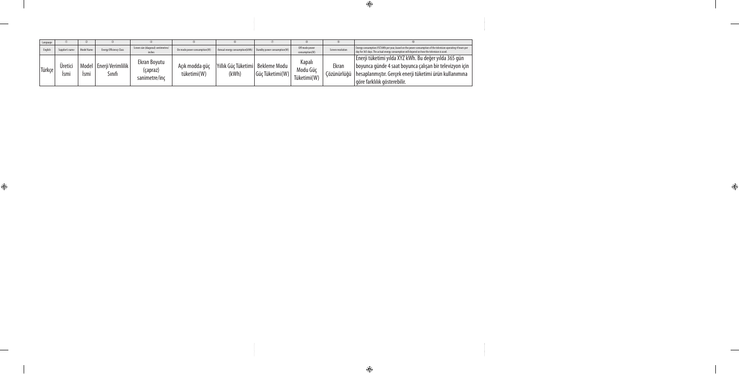| Language | ① | ② | ③ | ④ | ⑤ | ⑥ | ⑦ | ⑧ | ⑨ | ⑩ |
|---|---|---|---|---|---|---|---|---|---|---|
| English | Supplier's name | Model Name | Energy Efficiency Class | Screen size (diagonal) centimetres/ inches | On mode power consumption(W) | Annual energy consumption(kWh) | Standby power consumption(W) | Off mode power consumption(W) | Screen resolution | Energy consumption XYZ kWh per year, based on the power consumption of the television operating 4 hours per day for 365 days. The actual energy consumption will depend on how the television is used. |
| Türkçe | Üretici İsmi | Model İsmi | Enerji Verimlilik Sınıfı | Ekran Boyutu (çapraz) sanimetre/inç | Açık modda güç tüketimi(W) | Yıllık Güç Tüketimi (kWh) | Bekleme Modu Güç Tüketimi(W) | Kapalı Modu Güç Tüketimi(W) | Ekran Çözünürlüğü | Enerji tüketimi yılda XYZ kWh. Bu değer yılda 365 gün boyunca günde 4 saat boyunca çalışan bir televizyon için hesaplanmıştır. Gerçek enerji tüketimi ürün kullanımına göre farklılık gösterebilir. |